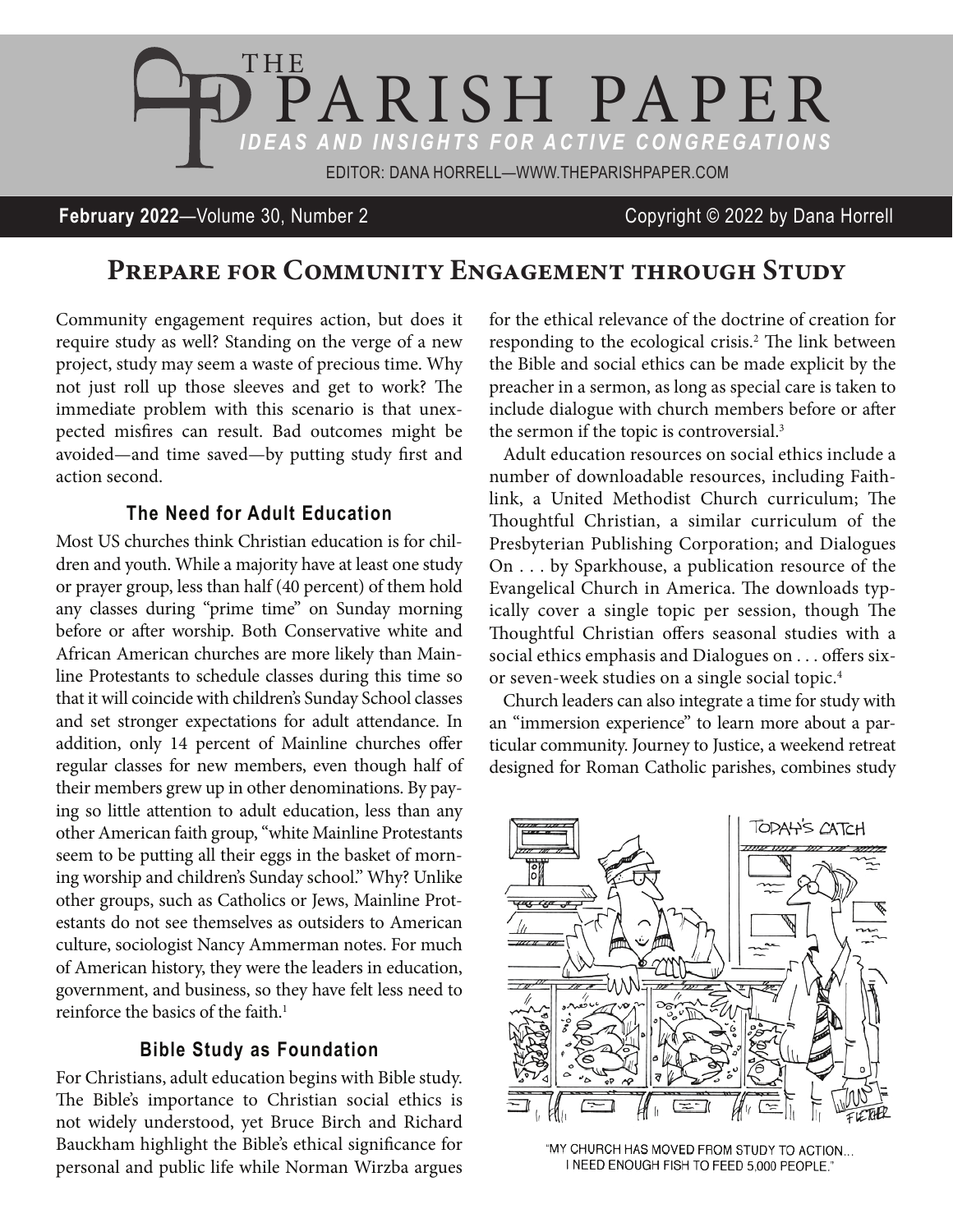# THE PARISH PAPER

*IDEAS AND INSIGHTS FOR ACTIVE CONGREGATIONS*

EDITOR: DANA HORRELL—WWW.THEPARISHPAPER.COM

**February 2022**—Volume 30, Number 2

Copyright © 2022 by Dana Horrell

## Prepare for Community Engagement through Study

Community engagement requires action, but does it require study as well? Standing on the verge of a new project, study may seem a waste of precious time. Why not just roll up those sleeves and get to work? The immediate problem with this scenario is that unexpected misfires can result. Bad outcomes might be avoided—and time saved—by putting study first and action second.

### The Need for Adult Education

Most US churches think Christian education is for children and youth. While a majority have at least one study or prayer group, less than half (40 percent) of them hold any classes during "prime time" on Sunday morning before or after worship. Both Conservative white and African American churches are more likely than Mainline Protestants to schedule classes during this time so that it will coincide with children's Sunday School classes and set stronger expectations for adult attendance. In addition, only 14 percent of Mainline churches offer regular classes for new members, even though half of their members grew up in other denominations. By paying so little attention to adult education, less than any other American faith group, "white Mainline Protestants seem to be putting all their eggs in the basket of morning worship and children's Sunday school." Why? Unlike other groups, such as Catholics or Jews, Mainline Protestants do not see themselves as outsiders to American culture, sociologist Nancy Ammerman notes. For much of American history, they were the leaders in education, government, and business, so they have felt less need to reinforce the basics of the faith.[1]

### Bible Study as Foundation

For Christians, adult education begins with Bible study. The Bible's importance to Christian social ethics is not widely understood, yet Bruce Birch and Richard Bauckham highlight the Bible's ethical significance for personal and public life while Norman Wirzba argues for the ethical relevance of the doctrine of creation for responding to the ecological crisis.[2] The link between the Bible and social ethics can be made explicit by the preacher in a sermon, as long as special care is taken to include dialogue with church members before or after the sermon if the topic is controversial.[3]

Adult education resources on social ethics include a number of downloadable resources, including Faithlink, a United Methodist Church curriculum; The Thoughtful Christian, a similar curriculum of the Presbyterian Publishing Corporation; and Dialogues On . . . by Sparkhouse, a publication resource of the Evangelical Church in America. The downloads typically cover a single topic per session, though The Thoughtful Christian offers seasonal studies with a social ethics emphasis and Dialogues on . . . offers six- or seven-week studies on a single social topic.[4]

Church leaders can also integrate a time for study with an "immersion experience" to learn more about a particular community. Journey to Justice, a weekend retreat designed for Roman Catholic parishes, combines study

"MY CHURCH HAS MOVED FROM STUDY TO ACTION... I NEED ENOUGH FISH TO FEED 5,000 PEOPLE."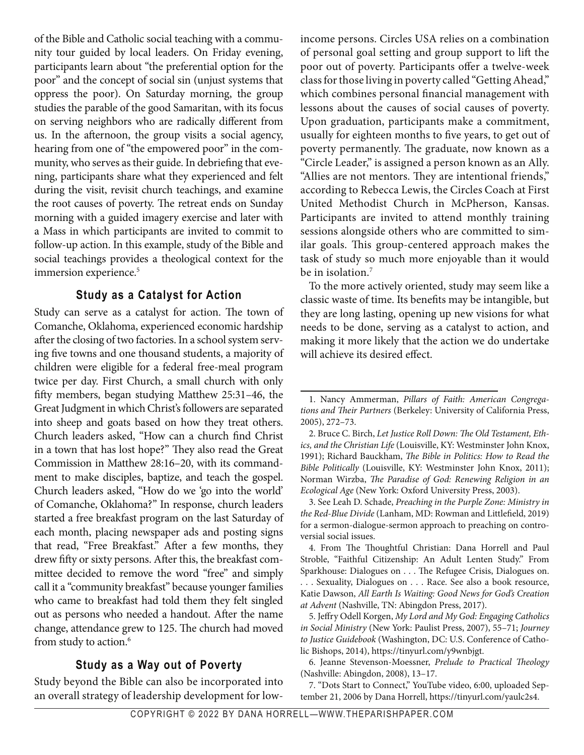of the Bible and Catholic social teaching with a community tour guided by local leaders. On Friday evening, participants learn about "the preferential option for the poor" and the concept of social sin (unjust systems that oppress the poor). On Saturday morning, the group studies the parable of the good Samaritan, with its focus on serving neighbors who are radically different from us. In the afternoon, the group visits a social agency, hearing from one of "the empowered poor" in the community, who serves as their guide. In debriefing that evening, participants share what they experienced and felt during the visit, revisit church teachings, and examine the root causes of poverty. The retreat ends on Sunday morning with a guided imagery exercise and later with a Mass in which participants are invited to commit to follow-up action. In this example, study of the Bible and social teachings provides a theological context for the immersion experience.[5]

## Study as a Catalyst for Action

Study can serve as a catalyst for action. The town of Comanche, Oklahoma, experienced economic hardship after the closing of two factories. In a school system serving five towns and one thousand students, a majority of children were eligible for a federal free-meal program twice per day. First Church, a small church with only fifty members, began studying Matthew 25:31–46, the Great Judgment in which Christ's followers are separated into sheep and goats based on how they treat others. Church leaders asked, "How can a church find Christ in a town that has lost hope?" They also read the Great Commission in Matthew 28:16–20, with its commandment to make disciples, baptize, and teach the gospel. Church leaders asked, "How do we 'go into the world' of Comanche, Oklahoma?" In response, church leaders started a free breakfast program on the last Saturday of each month, placing newspaper ads and posting signs that read, "Free Breakfast." After a few months, they drew fifty or sixty persons. After this, the breakfast committee decided to remove the word "free" and simply call it a "community breakfast" because younger families who came to breakfast had told them they felt singled out as persons who needed a handout. After the name change, attendance grew to 125. The church had moved from study to action.[6]

## Study as a Way out of Poverty

Study beyond the Bible can also be incorporated into an overall strategy of leadership development for low-income persons. Circles USA relies on a combination of personal goal setting and group support to lift the poor out of poverty. Participants offer a twelve-week class for those living in poverty called "Getting Ahead," which combines personal financial management with lessons about the causes of social causes of poverty. Upon graduation, participants make a commitment, usually for eighteen months to five years, to get out of poverty permanently. The graduate, now known as a "Circle Leader," is assigned a person known as an Ally. "Allies are not mentors. They are intentional friends," according to Rebecca Lewis, the Circles Coach at First United Methodist Church in McPherson, Kansas. Participants are invited to attend monthly training sessions alongside others who are committed to similar goals. This group-centered approach makes the task of study so much more enjoyable than it would be in isolation.[7]

To the more actively oriented, study may seem like a classic waste of time. Its benefits may be intangible, but they are long lasting, opening up new visions for what needs to be done, serving as a catalyst to action, and making it more likely that the action we do undertake will achieve its desired effect.

---

1. Nancy Ammerman, *Pillars of Faith: American Congregations and Their Partners* (Berkeley: University of California Press, 2005), 272–73.

2. Bruce C. Birch, *Let Justice Roll Down: The Old Testament, Ethics, and the Christian Life* (Louisville, KY: Westminster John Knox, 1991); Richard Bauckham, *The Bible in Politics: How to Read the Bible Politically* (Louisville, KY: Westminster John Knox, 2011); Norman Wirzba, *The Paradise of God: Renewing Religion in an Ecological Age* (New York: Oxford University Press, 2003).

3. See Leah D. Schade, *Preaching in the Purple Zone: Ministry in the Red-Blue Divide* (Lanham, MD: Rowman and Littlefield, 2019) for a sermon-dialogue-sermon approach to preaching on controversial social issues.

4. From The Thoughtful Christian: Dana Horrell and Paul Stroble, "Faithful Citizenship: An Adult Lenten Study." From Sparkhouse: Dialogues on . . . The Refugee Crisis, Dialogues on. . . . Sexuality, Dialogues on . . . Race. See also a book resource, Katie Dawson, *All Earth Is Waiting: Good News for God's Creation at Advent* (Nashville, TN: Abingdon Press, 2017).

5. Jeffry Odell Korgen, *My Lord and My God: Engaging Catholics in Social Ministry* (New York: Paulist Press, 2007), 55–71; *Journey to Justice Guidebook* (Washington, DC: U.S. Conference of Catholic Bishops, 2014), https://tinyurl.com/y9wnbjgt.

6. Jeanne Stevenson-Moessner, *Prelude to Practical Theology* (Nashville: Abingdon, 2008), 13–17.

7. "Dots Start to Connect," YouTube video, 6:00, uploaded September 21, 2006 by Dana Horrell, https://tinyurl.com/yaulc2s4.

COPYRIGHT © 2022 BY DANA HORRELL—WWW.THEPARISHPAPER.COM